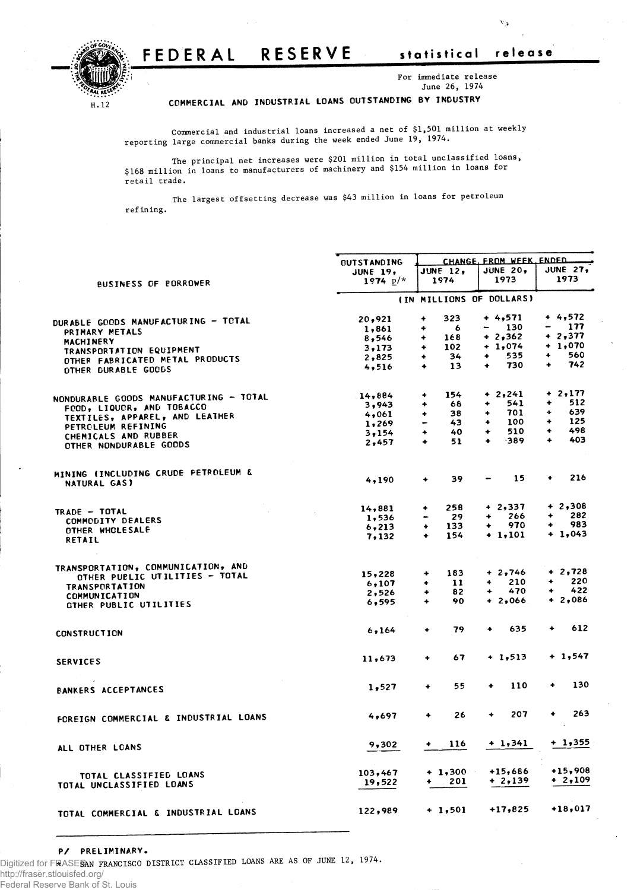# FEDERAL RESERVE statistical release

H.12

For immediate release
June 26, 1974

## COMMERCIAL AND INDUSTRIAL LOANS OUTSTANDING BY INDUSTRY

Commercial and industrial loans increased a net of $1,501 million at weekly reporting large commercial banks during the week ended June 19, 1974.

The principal net increases were $201 million in total unclassified loans, $168 million in loans to manufacturers of machinery and $154 million in loans for retail trade.

The largest offsetting decrease was $43 million in loans for petroleum refining.

| BUSINESS OF BORROWER | OUTSTANDING JUNE 19, 1974 p/* | CHANGE FROM WEEK ENDED | | |
|---|---|---|---|---|
| | | JUNE 12, 1974 | JUNE 20, 1973 | JUNE 27, 1973 |
| | (IN MILLIONS OF DOLLARS) | | | |
| DURABLE GOODS MANUFACTURING - TOTAL | 20,921 | + 323 | + 4,571 | + 4,572 |
| PRIMARY METALS | 1,861 | + 6 | - 130 | - 177 |
| MACHINERY | 8,546 | + 168 | + 2,362 | + 2,377 |
| TRANSPORTATION EQUIPMENT | 3,173 | + 102 | + 1,074 | + 1,070 |
| OTHER FABRICATED METAL PRODUCTS | 2,825 | + 34 | + 535 | + 560 |
| OTHER DURABLE GOODS | 4,516 | + 13 | + 730 | + 742 |
| NONDURABLE GOODS MANUFACTURING - TOTAL | 14,884 | + 154 | + 2,241 | + 2,177 |
| FOOD, LIQUOR, AND TOBACCO | 3,943 | + 68 | + 541 | + 512 |
| TEXTILES, APPAREL, AND LEATHER | 4,061 | + 38 | + 701 | + 639 |
| PETROLEUM REFINING | 1,269 | - 43 | + 100 | + 125 |
| CHEMICALS AND RUBBER | 3,154 | + 40 | + 510 | + 498 |
| OTHER NONDURABLE GOODS | 2,457 | + 51 | + 389 | + 403 |
| MINING (INCLUDING CRUDE PETROLEUM & NATURAL GAS) | 4,190 | + 39 | - 15 | + 216 |
| TRADE - TOTAL | 14,881 | + 258 | + 2,337 | + 2,308 |
| COMMODITY DEALERS | 1,536 | - 29 | + 266 | + 282 |
| OTHER WHOLESALE | 6,213 | + 133 | + 970 | + 983 |
| RETAIL | 7,132 | + 154 | + 1,101 | + 1,043 |
| TRANSPORTATION, COMMUNICATION, AND OTHER PUBLIC UTILITIES - TOTAL | 15,228 | + 183 | + 2,746 | + 2,728 |
| TRANSPORTATION | 6,107 | + 11 | + 210 | + 220 |
| COMMUNICATION | 2,526 | + 82 | + 470 | + 422 |
| OTHER PUBLIC UTILITIES | 6,595 | + 90 | + 2,066 | + 2,086 |
| CONSTRUCTION | 6,164 | + 79 | + 635 | + 612 |
| SERVICES | 11,673 | + 67 | + 1,513 | + 1,547 |
| BANKERS ACCEPTANCES | 1,527 | + 55 | + 110 | + 130 |
| FOREIGN COMMERCIAL & INDUSTRIAL LOANS | 4,697 | + 26 | + 207 | + 263 |
| ALL OTHER LOANS | 9,302 | + 116 | + 1,341 | + 1,355 |
| TOTAL CLASSIFIED LOANS | 103,467 | + 1,300 | +15,686 | +15,908 |
| TOTAL UNCLASSIFIED LOANS | 19,522 | + 201 | + 2,139 | + 2,109 |
| TOTAL COMMERCIAL & INDUSTRIAL LOANS | 122,989 | + 1,501 | +17,825 | +18,017 |

P/ PRELIMINARY.
* SAN FRANCISCO DISTRICT CLASSIFIED LOANS ARE AS OF JUNE 12, 1974.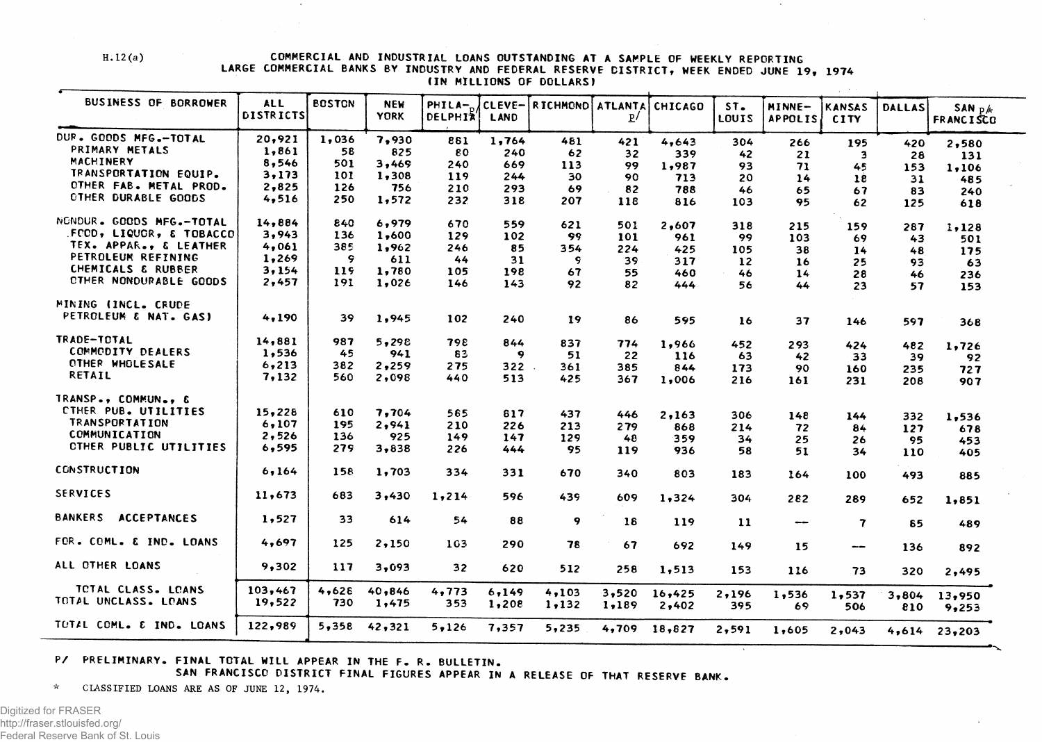H.12(a)

# COMMERCIAL AND INDUSTRIAL LOANS OUTSTANDING AT A SAMPLE OF WEEKLY REPORTING LARGE COMMERCIAL BANKS BY INDUSTRY AND FEDERAL RESERVE DISTRICT, WEEK ENDED JUNE 19, 1974
(IN MILLIONS OF DOLLARS)

| BUSINESS OF BORROWER | ALL DISTRICTS | BOSTON | NEW YORK | PHILA-DELPHIA P/ | CLEVE-LAND | RICHMOND | ATLANTA P/ | CHICAGO | ST. LOUIS | MINNE-APPOLIS | KANSAS CITY | DALLAS | SAN FRANCISCO P/* |
|---|---|---|---|---|---|---|---|---|---|---|---|---|---|
| DUR. GOODS MFG.-TOTAL | 20,921 | 1,036 | 7,930 | 881 | 1,764 | 481 | 421 | 4,643 | 304 | 266 | 195 | 420 | 2,580 |
| PRIMARY METALS | 1,861 | 58 | 825 | 80 | 240 | 62 | 32 | 339 | 42 | 21 | 3 | 28 | 131 |
| MACHINERY | 8,546 | 501 | 3,469 | 240 | 669 | 113 | 99 | 1,987 | 93 | 71 | 45 | 153 | 1,106 |
| TRANSPORTATION EQUIP. | 3,173 | 101 | 1,308 | 119 | 244 | 30 | 90 | 713 | 20 | 14 | 18 | 31 | 485 |
| OTHER FAB. METAL PROD. | 2,825 | 126 | 756 | 210 | 293 | 69 | 82 | 788 | 46 | 65 | 67 | 83 | 240 |
| OTHER DURABLE GOODS | 4,516 | 250 | 1,572 | 232 | 318 | 207 | 118 | 816 | 103 | 95 | 62 | 125 | 618 |
| NONDUR. GOODS MFG.-TOTAL | 14,884 | 840 | 6,979 | 670 | 559 | 621 | 501 | 2,607 | 318 | 215 | 159 | 287 | 1,128 |
| FOOD, LIQUOR, & TOBACCO | 3,943 | 136 | 1,600 | 129 | 102 | 99 | 101 | 961 | 99 | 103 | 69 | 43 | 501 |
| TEX. APPAR., & LEATHER | 4,061 | 385 | 1,962 | 246 | 85 | 354 | 224 | 425 | 105 | 38 | 14 | 48 | 175 |
| PETROLEUM REFINING | 1,269 | 9 | 611 | 44 | 31 | 9 | 39 | 317 | 12 | 16 | 25 | 93 | 63 |
| CHEMICALS & RUBBER | 3,154 | 119 | 1,780 | 105 | 198 | 67 | 55 | 460 | 46 | 14 | 28 | 46 | 236 |
| OTHER NONDURABLE GOODS | 2,457 | 191 | 1,026 | 146 | 143 | 92 | 82 | 444 | 56 | 44 | 23 | 57 | 153 |
| MINING (INCL. CRUDE PETROLEUM & NAT. GAS) | 4,190 | 39 | 1,945 | 102 | 240 | 19 | 86 | 595 | 16 | 37 | 146 | 597 | 368 |
| TRADE-TOTAL | 14,881 | 987 | 5,298 | 798 | 844 | 837 | 774 | 1,966 | 452 | 293 | 424 | 482 | 1,726 |
| COMMODITY DEALERS | 1,536 | 45 | 941 | 83 | 9 | 51 | 22 | 116 | 63 | 42 | 33 | 39 | 92 |
| OTHER WHOLESALE | 6,213 | 382 | 2,259 | 275 | 322 | 361 | 385 | 844 | 173 | 90 | 160 | 235 | 727 |
| RETAIL | 7,132 | 560 | 2,098 | 440 | 513 | 425 | 367 | 1,006 | 216 | 161 | 231 | 208 | 907 |
| TRANSP., COMMUN., & OTHER PUB. UTILITIES | 15,228 | 610 | 7,704 | 585 | 817 | 437 | 446 | 2,163 | 306 | 148 | 144 | 332 | 1,536 |
| TRANSPORTATION | 6,107 | 195 | 2,941 | 210 | 226 | 213 | 279 | 868 | 214 | 72 | 84 | 127 | 678 |
| COMMUNICATION | 2,526 | 136 | 925 | 149 | 147 | 129 | 48 | 359 | 34 | 25 | 26 | 95 | 453 |
| OTHER PUBLIC UTILITIES | 6,595 | 279 | 3,838 | 226 | 444 | 95 | 119 | 936 | 58 | 51 | 34 | 110 | 405 |
| CONSTRUCTION | 6,164 | 158 | 1,703 | 334 | 331 | 670 | 340 | 803 | 183 | 164 | 100 | 493 | 885 |
| SERVICES | 11,673 | 683 | 3,430 | 1,214 | 596 | 439 | 609 | 1,324 | 304 | 282 | 289 | 652 | 1,851 |
| BANKERS ACCEPTANCES | 1,527 | 33 | 614 | 54 | 88 | 9 | 18 | 119 | 11 | -- | 7 | 65 | 489 |
| FOR. COML. & IND. LOANS | 4,697 | 125 | 2,150 | 103 | 290 | 78 | 67 | 692 | 149 | 15 | -- | 136 | 892 |
| ALL OTHER LOANS | 9,302 | 117 | 3,093 | 32 | 620 | 512 | 258 | 1,513 | 153 | 116 | 73 | 320 | 2,495 |
| TOTAL CLASS. LOANS | 103,467 | 4,628 | 40,846 | 4,773 | 6,149 | 4,103 | 3,520 | 16,425 | 2,196 | 1,536 | 1,537 | 3,804 | 13,950 |
| TOTAL UNCLASS. LOANS | 19,522 | 730 | 1,475 | 353 | 1,208 | 1,132 | 1,189 | 2,402 | 395 | 69 | 506 | 810 | 9,253 |
| TOTAL COML. & IND. LOANS | 122,989 | 5,358 | 42,321 | 5,126 | 7,357 | 5,235 | 4,709 | 18,827 | 2,591 | 1,605 | 2,043 | 4,614 | 23,203 |

P/ PRELIMINARY. FINAL TOTAL WILL APPEAR IN THE F. R. BULLETIN.
SAN FRANCISCO DISTRICT FINAL FIGURES APPEAR IN A RELEASE OF THAT RESERVE BANK.

\* CLASSIFIED LOANS ARE AS OF JUNE 12, 1974.